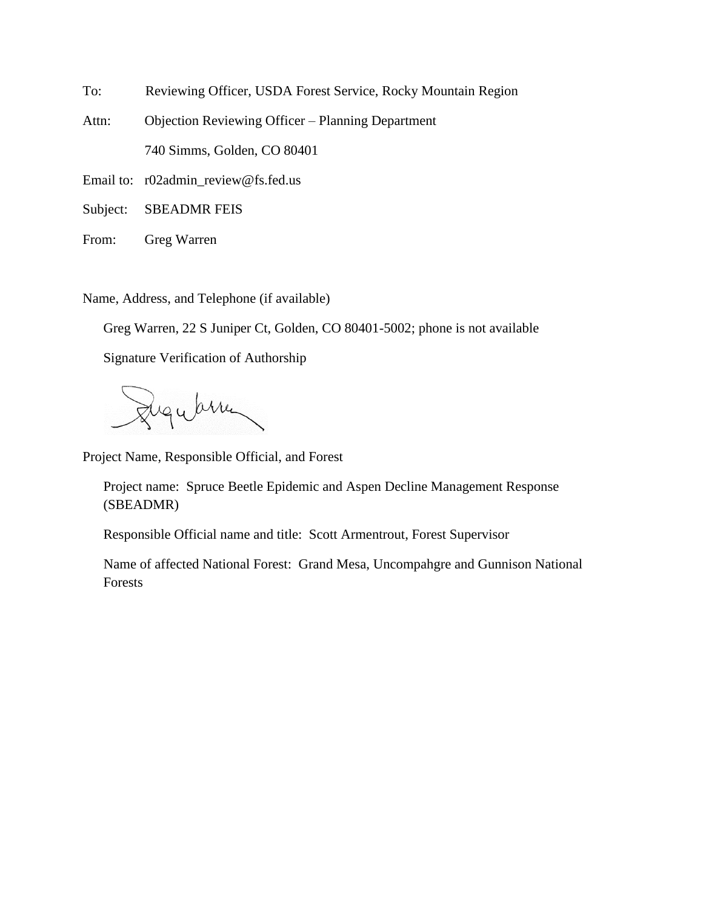To: Reviewing Officer, USDA Forest Service, Rocky Mountain Region

Attn: Objection Reviewing Officer – Planning Department

740 Simms, Golden, CO 80401

Email to: r02admin_review@fs.fed.us

Subject: SBEADMR FEIS

From: Greg Warren

Name, Address, and Telephone (if available)

Greg Warren, 22 S Juniper Ct, Golden, CO 80401-5002; phone is not available

Signature Verification of Authorship

Project Name, Responsible Official, and Forest

Project name: Spruce Beetle Epidemic and Aspen Decline Management Response (SBEADMR)

Responsible Official name and title: Scott Armentrout, Forest Supervisor

Name of affected National Forest: Grand Mesa, Uncompahgre and Gunnison National Forests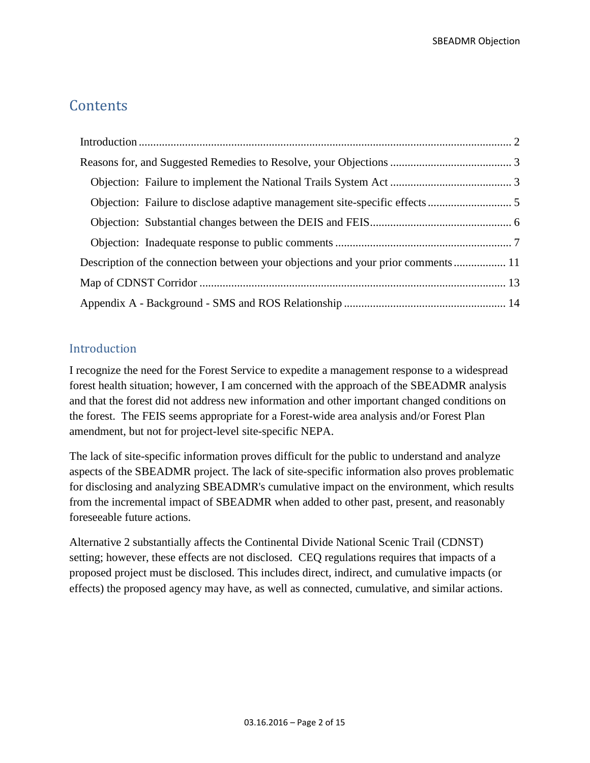## Contents

- Introduction ........ 2
- Reasons for, and Suggested Remedies to Resolve, your Objections ........ 3
  - Objection: Failure to implement the National Trails System Act ........ 3
  - Objection: Failure to disclose adaptive management site-specific effects ........ 5
  - Objection: Substantial changes between the DEIS and FEIS ........ 6
  - Objection: Inadequate response to public comments ........ 7
- Description of the connection between your objections and your prior comments ........ 11
- Map of CDNST Corridor ........ 13
- Appendix A - Background - SMS and ROS Relationship ........ 14

## Introduction

I recognize the need for the Forest Service to expedite a management response to a widespread forest health situation; however, I am concerned with the approach of the SBEADMR analysis and that the forest did not address new information and other important changed conditions on the forest. The FEIS seems appropriate for a Forest-wide area analysis and/or Forest Plan amendment, but not for project-level site-specific NEPA.

The lack of site-specific information proves difficult for the public to understand and analyze aspects of the SBEADMR project. The lack of site-specific information also proves problematic for disclosing and analyzing SBEADMR's cumulative impact on the environment, which results from the incremental impact of SBEADMR when added to other past, present, and reasonably foreseeable future actions.

Alternative 2 substantially affects the Continental Divide National Scenic Trail (CDNST) setting; however, these effects are not disclosed. CEQ regulations requires that impacts of a proposed project must be disclosed. This includes direct, indirect, and cumulative impacts (or effects) the proposed agency may have, as well as connected, cumulative, and similar actions.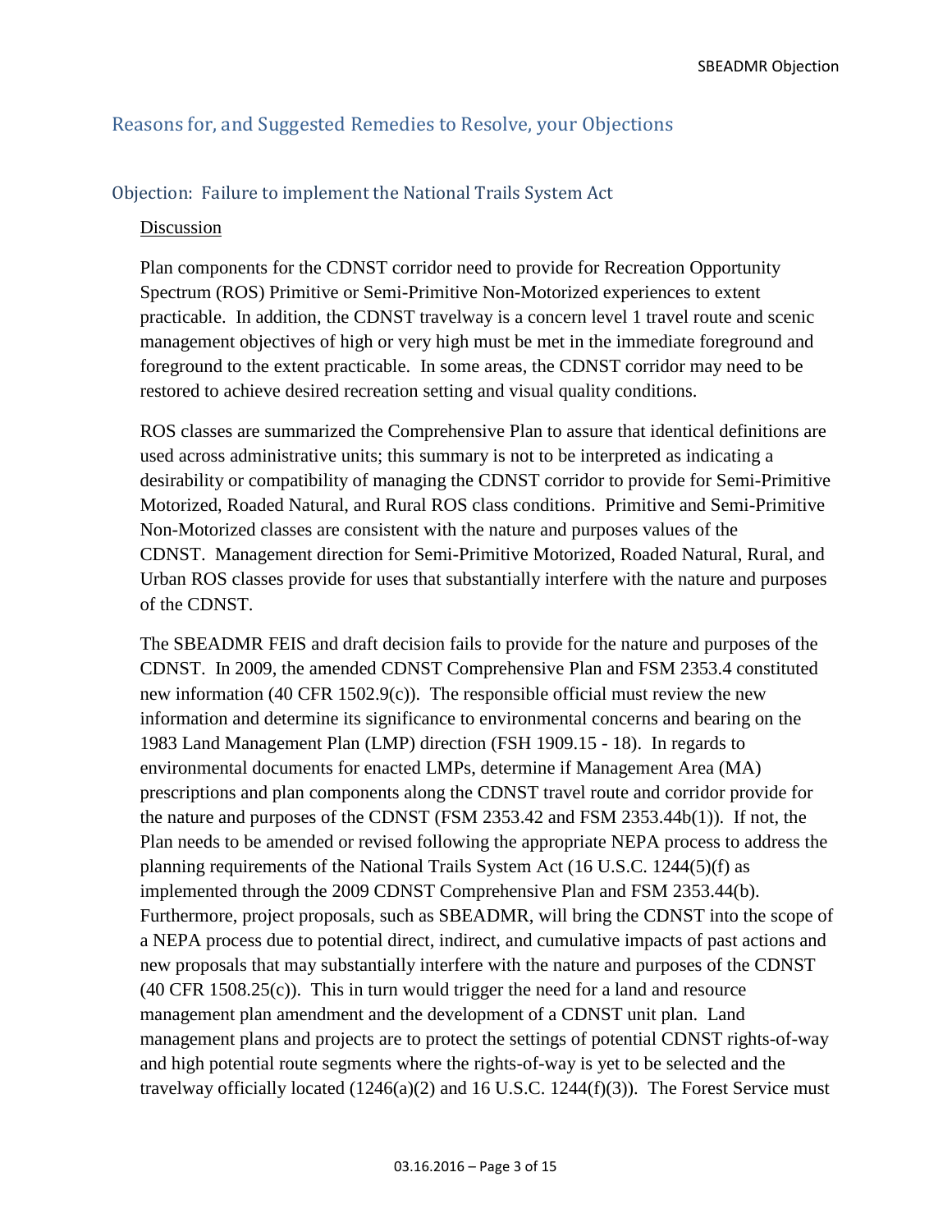## Reasons for, and Suggested Remedies to Resolve, your Objections

### Objection: Failure to implement the National Trails System Act

Discussion

Plan components for the CDNST corridor need to provide for Recreation Opportunity Spectrum (ROS) Primitive or Semi-Primitive Non-Motorized experiences to extent practicable. In addition, the CDNST travelway is a concern level 1 travel route and scenic management objectives of high or very high must be met in the immediate foreground and foreground to the extent practicable. In some areas, the CDNST corridor may need to be restored to achieve desired recreation setting and visual quality conditions.

ROS classes are summarized the Comprehensive Plan to assure that identical definitions are used across administrative units; this summary is not to be interpreted as indicating a desirability or compatibility of managing the CDNST corridor to provide for Semi-Primitive Motorized, Roaded Natural, and Rural ROS class conditions. Primitive and Semi-Primitive Non-Motorized classes are consistent with the nature and purposes values of the CDNST. Management direction for Semi-Primitive Motorized, Roaded Natural, Rural, and Urban ROS classes provide for uses that substantially interfere with the nature and purposes of the CDNST.

The SBEADMR FEIS and draft decision fails to provide for the nature and purposes of the CDNST. In 2009, the amended CDNST Comprehensive Plan and FSM 2353.4 constituted new information (40 CFR 1502.9(c)). The responsible official must review the new information and determine its significance to environmental concerns and bearing on the 1983 Land Management Plan (LMP) direction (FSH 1909.15 - 18). In regards to environmental documents for enacted LMPs, determine if Management Area (MA) prescriptions and plan components along the CDNST travel route and corridor provide for the nature and purposes of the CDNST (FSM 2353.42 and FSM 2353.44b(1)). If not, the Plan needs to be amended or revised following the appropriate NEPA process to address the planning requirements of the National Trails System Act (16 U.S.C. 1244(5)(f) as implemented through the 2009 CDNST Comprehensive Plan and FSM 2353.44(b). Furthermore, project proposals, such as SBEADMR, will bring the CDNST into the scope of a NEPA process due to potential direct, indirect, and cumulative impacts of past actions and new proposals that may substantially interfere with the nature and purposes of the CDNST (40 CFR 1508.25(c)). This in turn would trigger the need for a land and resource management plan amendment and the development of a CDNST unit plan. Land management plans and projects are to protect the settings of potential CDNST rights-of-way and high potential route segments where the rights-of-way is yet to be selected and the travelway officially located (1246(a)(2) and 16 U.S.C. 1244(f)(3)). The Forest Service must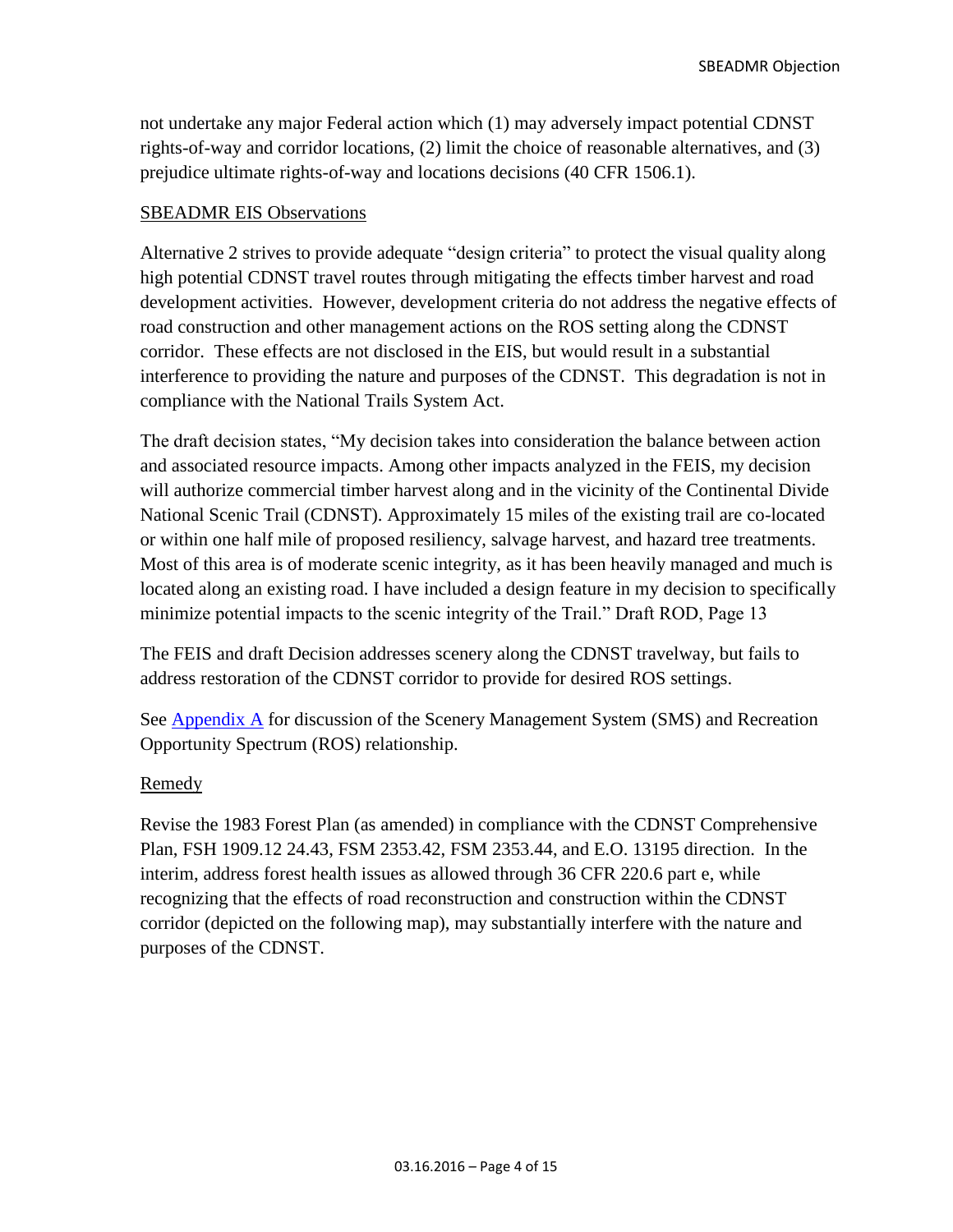not undertake any major Federal action which (1) may adversely impact potential CDNST rights-of-way and corridor locations, (2) limit the choice of reasonable alternatives, and (3) prejudice ultimate rights-of-way and locations decisions (40 CFR 1506.1).

SBEADMR EIS Observations

Alternative 2 strives to provide adequate "design criteria" to protect the visual quality along high potential CDNST travel routes through mitigating the effects timber harvest and road development activities. However, development criteria do not address the negative effects of road construction and other management actions on the ROS setting along the CDNST corridor. These effects are not disclosed in the EIS, but would result in a substantial interference to providing the nature and purposes of the CDNST. This degradation is not in compliance with the National Trails System Act.

The draft decision states, "My decision takes into consideration the balance between action and associated resource impacts. Among other impacts analyzed in the FEIS, my decision will authorize commercial timber harvest along and in the vicinity of the Continental Divide National Scenic Trail (CDNST). Approximately 15 miles of the existing trail are co-located or within one half mile of proposed resiliency, salvage harvest, and hazard tree treatments. Most of this area is of moderate scenic integrity, as it has been heavily managed and much is located along an existing road. I have included a design feature in my decision to specifically minimize potential impacts to the scenic integrity of the Trail." Draft ROD, Page 13

The FEIS and draft Decision addresses scenery along the CDNST travelway, but fails to address restoration of the CDNST corridor to provide for desired ROS settings.

See Appendix A for discussion of the Scenery Management System (SMS) and Recreation Opportunity Spectrum (ROS) relationship.

Remedy

Revise the 1983 Forest Plan (as amended) in compliance with the CDNST Comprehensive Plan, FSH 1909.12 24.43, FSM 2353.42, FSM 2353.44, and E.O. 13195 direction. In the interim, address forest health issues as allowed through 36 CFR 220.6 part e, while recognizing that the effects of road reconstruction and construction within the CDNST corridor (depicted on the following map), may substantially interfere with the nature and purposes of the CDNST.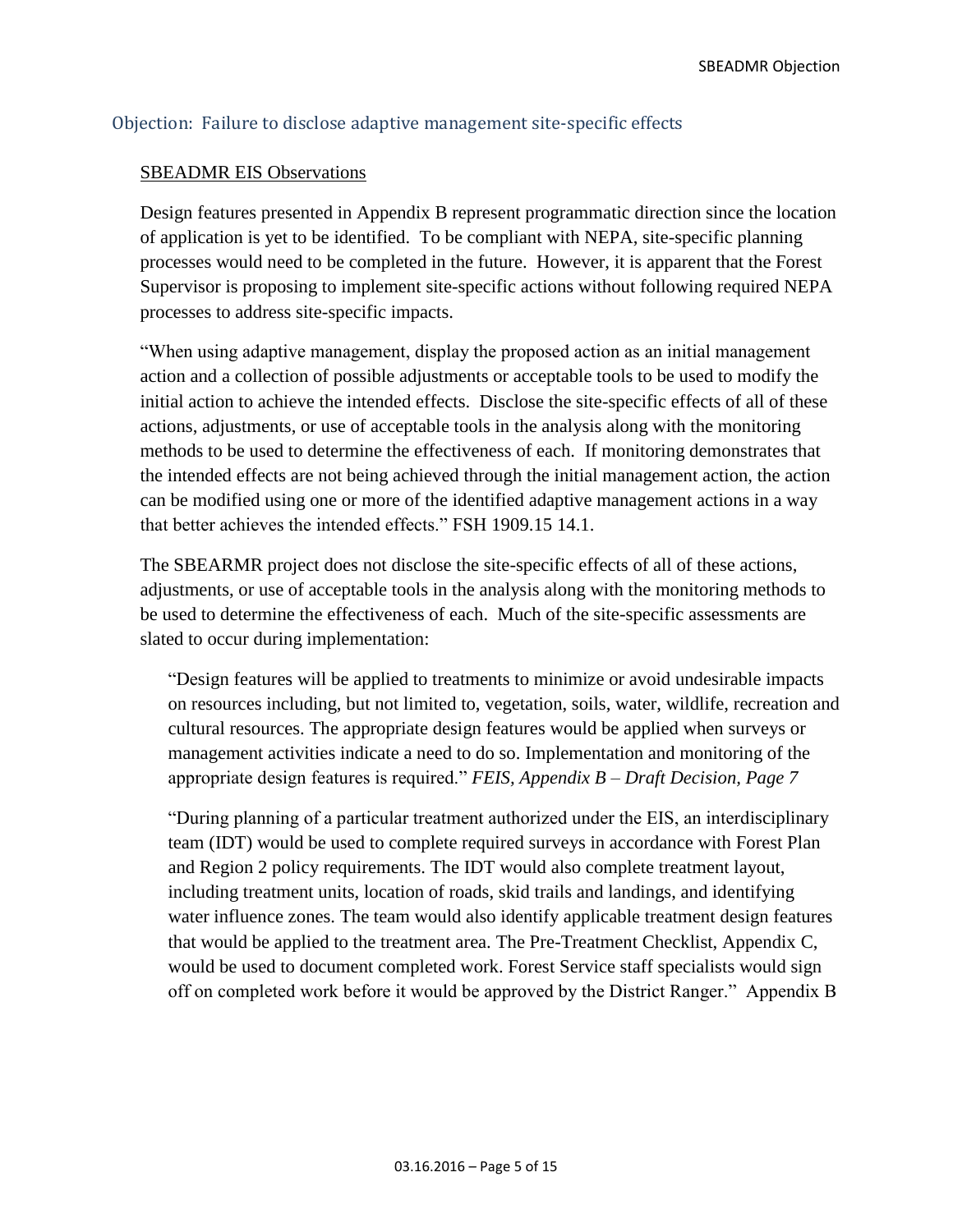## Objection: Failure to disclose adaptive management site-specific effects

<u>SBEADMR EIS Observations</u>

Design features presented in Appendix B represent programmatic direction since the location of application is yet to be identified. To be compliant with NEPA, site-specific planning processes would need to be completed in the future. However, it is apparent that the Forest Supervisor is proposing to implement site-specific actions without following required NEPA processes to address site-specific impacts.

"When using adaptive management, display the proposed action as an initial management action and a collection of possible adjustments or acceptable tools to be used to modify the initial action to achieve the intended effects. Disclose the site-specific effects of all of these actions, adjustments, or use of acceptable tools in the analysis along with the monitoring methods to be used to determine the effectiveness of each. If monitoring demonstrates that the intended effects are not being achieved through the initial management action, the action can be modified using one or more of the identified adaptive management actions in a way that better achieves the intended effects." FSH 1909.15 14.1.

The SBEARMR project does not disclose the site-specific effects of all of these actions, adjustments, or use of acceptable tools in the analysis along with the monitoring methods to be used to determine the effectiveness of each. Much of the site-specific assessments are slated to occur during implementation:

> "Design features will be applied to treatments to minimize or avoid undesirable impacts on resources including, but not limited to, vegetation, soils, water, wildlife, recreation and cultural resources. The appropriate design features would be applied when surveys or management activities indicate a need to do so. Implementation and monitoring of the appropriate design features is required." *FEIS, Appendix B – Draft Decision, Page 7*

> "During planning of a particular treatment authorized under the EIS, an interdisciplinary team (IDT) would be used to complete required surveys in accordance with Forest Plan and Region 2 policy requirements. The IDT would also complete treatment layout, including treatment units, location of roads, skid trails and landings, and identifying water influence zones. The team would also identify applicable treatment design features that would be applied to the treatment area. The Pre-Treatment Checklist, Appendix C, would be used to document completed work. Forest Service staff specialists would sign off on completed work before it would be approved by the District Ranger." Appendix B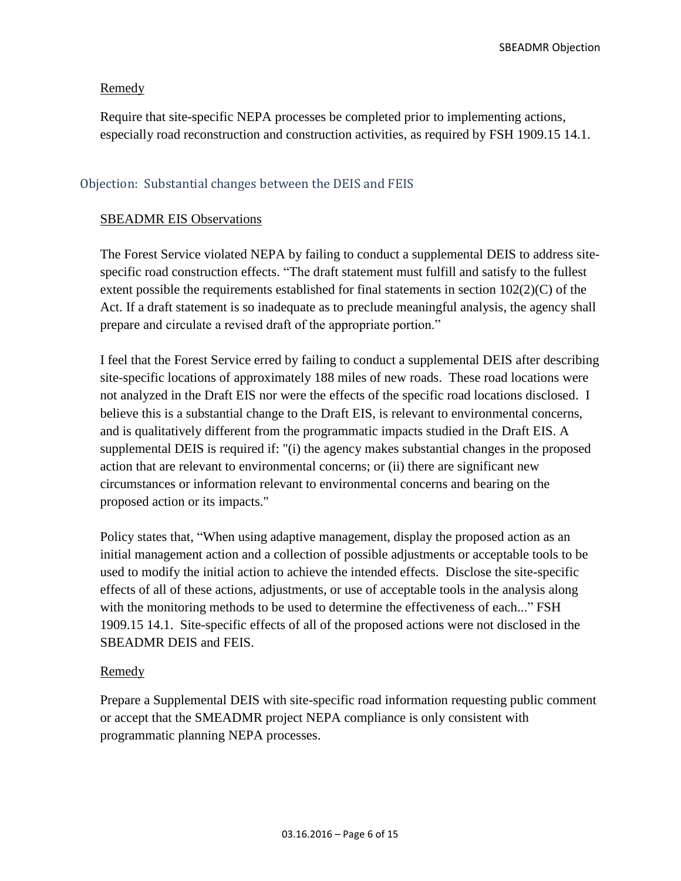Remedy

Require that site-specific NEPA processes be completed prior to implementing actions, especially road reconstruction and construction activities, as required by FSH 1909.15 14.1.

## Objection: Substantial changes between the DEIS and FEIS

SBEADMR EIS Observations

The Forest Service violated NEPA by failing to conduct a supplemental DEIS to address site-specific road construction effects. “The draft statement must fulfill and satisfy to the fullest extent possible the requirements established for final statements in section 102(2)(C) of the Act. If a draft statement is so inadequate as to preclude meaningful analysis, the agency shall prepare and circulate a revised draft of the appropriate portion.”

I feel that the Forest Service erred by failing to conduct a supplemental DEIS after describing site-specific locations of approximately 188 miles of new roads. These road locations were not analyzed in the Draft EIS nor were the effects of the specific road locations disclosed. I believe this is a substantial change to the Draft EIS, is relevant to environmental concerns, and is qualitatively different from the programmatic impacts studied in the Draft EIS. A supplemental DEIS is required if: "(i) the agency makes substantial changes in the proposed action that are relevant to environmental concerns; or (ii) there are significant new circumstances or information relevant to environmental concerns and bearing on the proposed action or its impacts."

Policy states that, “When using adaptive management, display the proposed action as an initial management action and a collection of possible adjustments or acceptable tools to be used to modify the initial action to achieve the intended effects. Disclose the site-specific effects of all of these actions, adjustments, or use of acceptable tools in the analysis along with the monitoring methods to be used to determine the effectiveness of each...” FSH 1909.15 14.1. Site-specific effects of all of the proposed actions were not disclosed in the SBEADMR DEIS and FEIS.

Remedy

Prepare a Supplemental DEIS with site-specific road information requesting public comment or accept that the SMEADMR project NEPA compliance is only consistent with programmatic planning NEPA processes.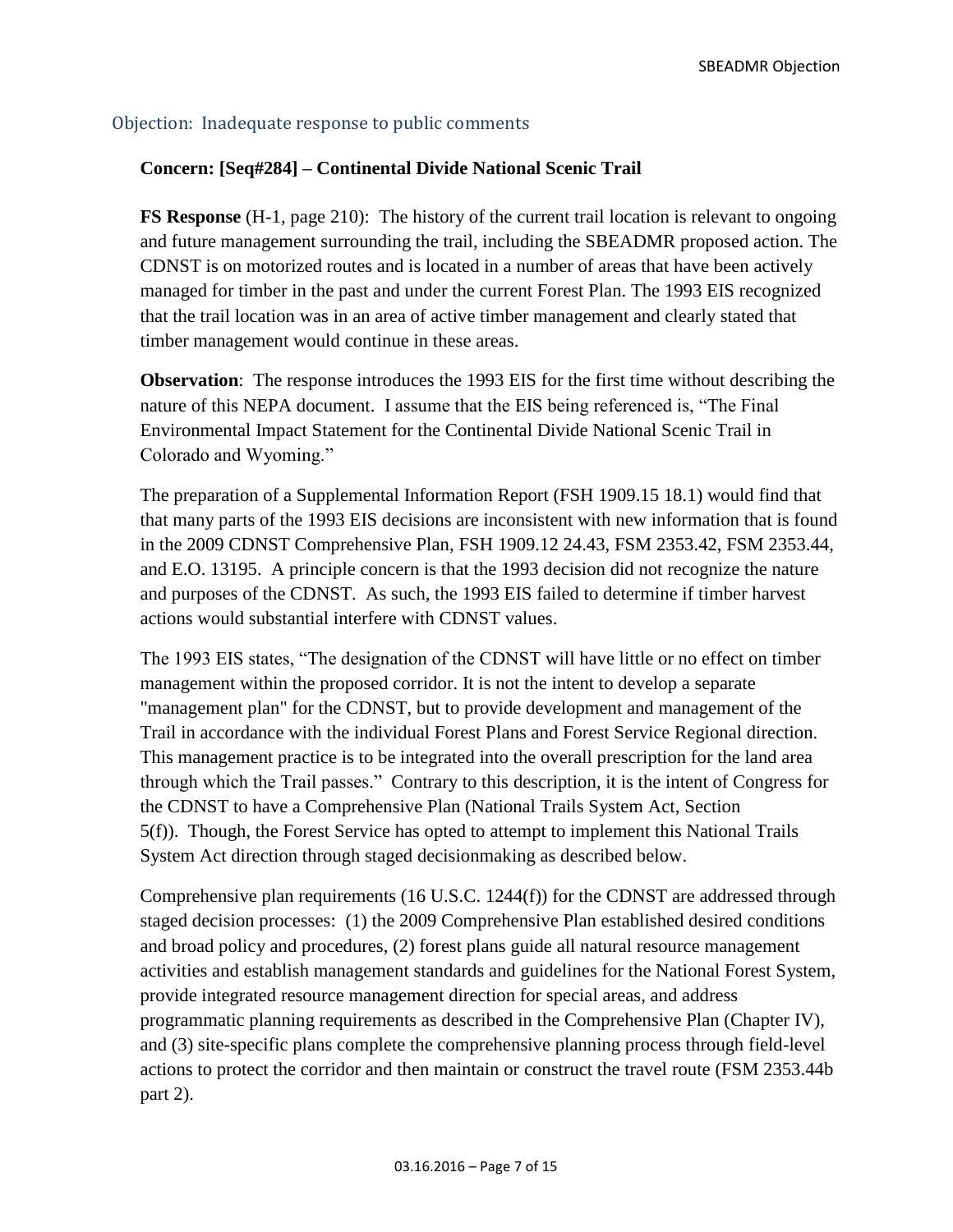## Objection: Inadequate response to public comments

**Concern: [Seq#284] – Continental Divide National Scenic Trail**

**FS Response** (H-1, page 210): The history of the current trail location is relevant to ongoing and future management surrounding the trail, including the SBEADMR proposed action. The CDNST is on motorized routes and is located in a number of areas that have been actively managed for timber in the past and under the current Forest Plan. The 1993 EIS recognized that the trail location was in an area of active timber management and clearly stated that timber management would continue in these areas.

**Observation**: The response introduces the 1993 EIS for the first time without describing the nature of this NEPA document. I assume that the EIS being referenced is, "The Final Environmental Impact Statement for the Continental Divide National Scenic Trail in Colorado and Wyoming."

The preparation of a Supplemental Information Report (FSH 1909.15 18.1) would find that that many parts of the 1993 EIS decisions are inconsistent with new information that is found in the 2009 CDNST Comprehensive Plan, FSH 1909.12 24.43, FSM 2353.42, FSM 2353.44, and E.O. 13195. A principle concern is that the 1993 decision did not recognize the nature and purposes of the CDNST. As such, the 1993 EIS failed to determine if timber harvest actions would substantial interfere with CDNST values.

The 1993 EIS states, "The designation of the CDNST will have little or no effect on timber management within the proposed corridor. It is not the intent to develop a separate "management plan" for the CDNST, but to provide development and management of the Trail in accordance with the individual Forest Plans and Forest Service Regional direction. This management practice is to be integrated into the overall prescription for the land area through which the Trail passes." Contrary to this description, it is the intent of Congress for the CDNST to have a Comprehensive Plan (National Trails System Act, Section 5(f)). Though, the Forest Service has opted to attempt to implement this National Trails System Act direction through staged decisionmaking as described below.

Comprehensive plan requirements (16 U.S.C. 1244(f)) for the CDNST are addressed through staged decision processes: (1) the 2009 Comprehensive Plan established desired conditions and broad policy and procedures, (2) forest plans guide all natural resource management activities and establish management standards and guidelines for the National Forest System, provide integrated resource management direction for special areas, and address programmatic planning requirements as described in the Comprehensive Plan (Chapter IV), and (3) site-specific plans complete the comprehensive planning process through field-level actions to protect the corridor and then maintain or construct the travel route (FSM 2353.44b part 2).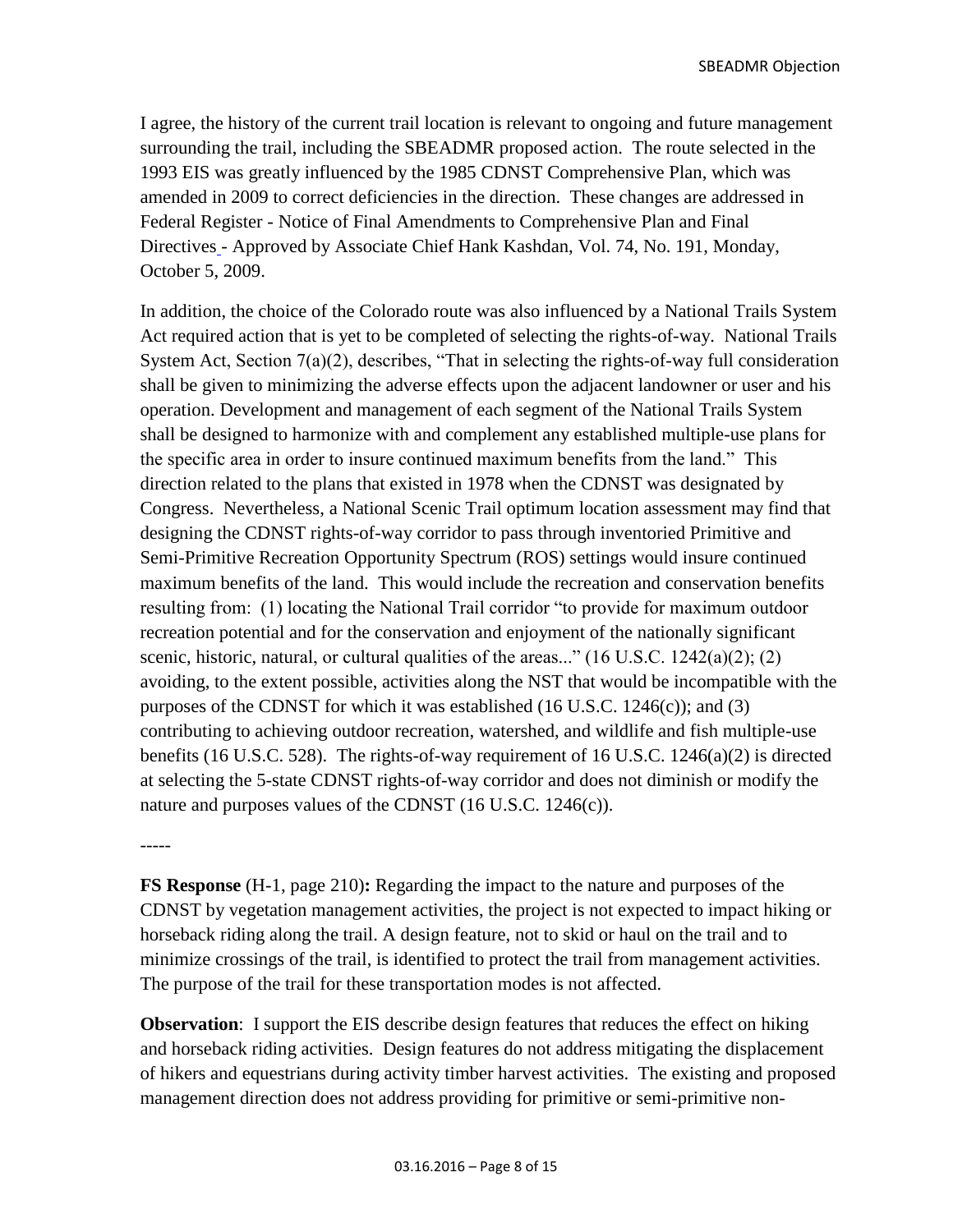I agree, the history of the current trail location is relevant to ongoing and future management surrounding the trail, including the SBEADMR proposed action. The route selected in the 1993 EIS was greatly influenced by the 1985 CDNST Comprehensive Plan, which was amended in 2009 to correct deficiencies in the direction. These changes are addressed in Federal Register - Notice of Final Amendments to Comprehensive Plan and Final Directives - Approved by Associate Chief Hank Kashdan, Vol. 74, No. 191, Monday, October 5, 2009.

In addition, the choice of the Colorado route was also influenced by a National Trails System Act required action that is yet to be completed of selecting the rights-of-way. National Trails System Act, Section 7(a)(2), describes, "That in selecting the rights-of-way full consideration shall be given to minimizing the adverse effects upon the adjacent landowner or user and his operation. Development and management of each segment of the National Trails System shall be designed to harmonize with and complement any established multiple-use plans for the specific area in order to insure continued maximum benefits from the land." This direction related to the plans that existed in 1978 when the CDNST was designated by Congress. Nevertheless, a National Scenic Trail optimum location assessment may find that designing the CDNST rights-of-way corridor to pass through inventoried Primitive and Semi-Primitive Recreation Opportunity Spectrum (ROS) settings would insure continued maximum benefits of the land. This would include the recreation and conservation benefits resulting from: (1) locating the National Trail corridor "to provide for maximum outdoor recreation potential and for the conservation and enjoyment of the nationally significant scenic, historic, natural, or cultural qualities of the areas..." (16 U.S.C. 1242(a)(2); (2) avoiding, to the extent possible, activities along the NST that would be incompatible with the purposes of the CDNST for which it was established (16 U.S.C. 1246(c)); and (3) contributing to achieving outdoor recreation, watershed, and wildlife and fish multiple-use benefits (16 U.S.C. 528). The rights-of-way requirement of 16 U.S.C. 1246(a)(2) is directed at selecting the 5-state CDNST rights-of-way corridor and does not diminish or modify the nature and purposes values of the CDNST (16 U.S.C. 1246(c)).

-----

**FS Response** (H-1, page 210)**:** Regarding the impact to the nature and purposes of the CDNST by vegetation management activities, the project is not expected to impact hiking or horseback riding along the trail. A design feature, not to skid or haul on the trail and to minimize crossings of the trail, is identified to protect the trail from management activities. The purpose of the trail for these transportation modes is not affected.

**Observation**: I support the EIS describe design features that reduces the effect on hiking and horseback riding activities. Design features do not address mitigating the displacement of hikers and equestrians during activity timber harvest activities. The existing and proposed management direction does not address providing for primitive or semi-primitive non-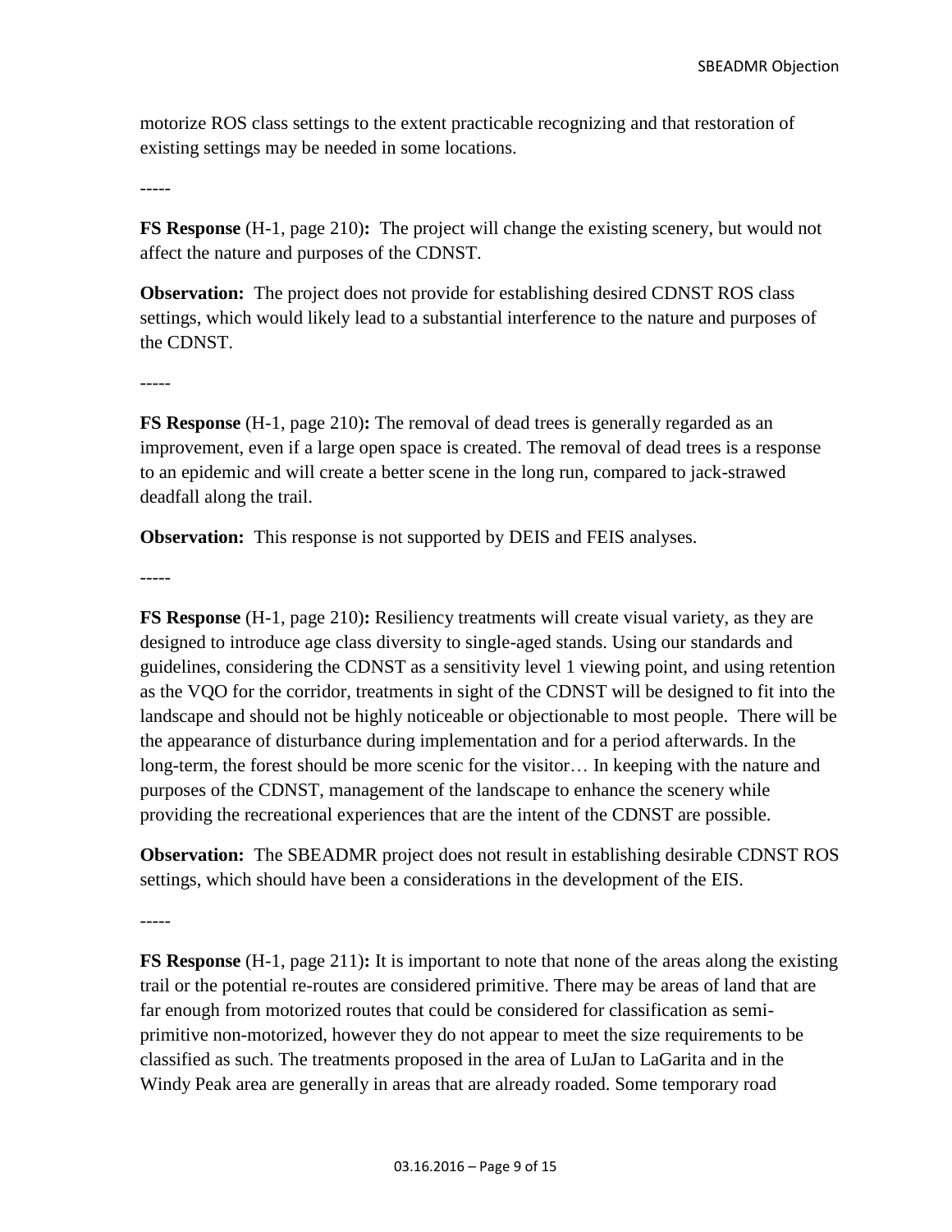motorize ROS class settings to the extent practicable recognizing and that restoration of existing settings may be needed in some locations.

-----

**FS Response** (H-1, page 210)**:** The project will change the existing scenery, but would not affect the nature and purposes of the CDNST.

**Observation:** The project does not provide for establishing desired CDNST ROS class settings, which would likely lead to a substantial interference to the nature and purposes of the CDNST.

-----

**FS Response** (H-1, page 210)**:** The removal of dead trees is generally regarded as an improvement, even if a large open space is created. The removal of dead trees is a response to an epidemic and will create a better scene in the long run, compared to jack-strawed deadfall along the trail.

**Observation:** This response is not supported by DEIS and FEIS analyses.

-----

**FS Response** (H-1, page 210)**:** Resiliency treatments will create visual variety, as they are designed to introduce age class diversity to single-aged stands. Using our standards and guidelines, considering the CDNST as a sensitivity level 1 viewing point, and using retention as the VQO for the corridor, treatments in sight of the CDNST will be designed to fit into the landscape and should not be highly noticeable or objectionable to most people. There will be the appearance of disturbance during implementation and for a period afterwards. In the long-term, the forest should be more scenic for the visitor… In keeping with the nature and purposes of the CDNST, management of the landscape to enhance the scenery while providing the recreational experiences that are the intent of the CDNST are possible.

**Observation:** The SBEADMR project does not result in establishing desirable CDNST ROS settings, which should have been a considerations in the development of the EIS.

-----

**FS Response** (H-1, page 211)**:** It is important to note that none of the areas along the existing trail or the potential re-routes are considered primitive. There may be areas of land that are far enough from motorized routes that could be considered for classification as semi-primitive non-motorized, however they do not appear to meet the size requirements to be classified as such. The treatments proposed in the area of LuJan to LaGarita and in the Windy Peak area are generally in areas that are already roaded. Some temporary road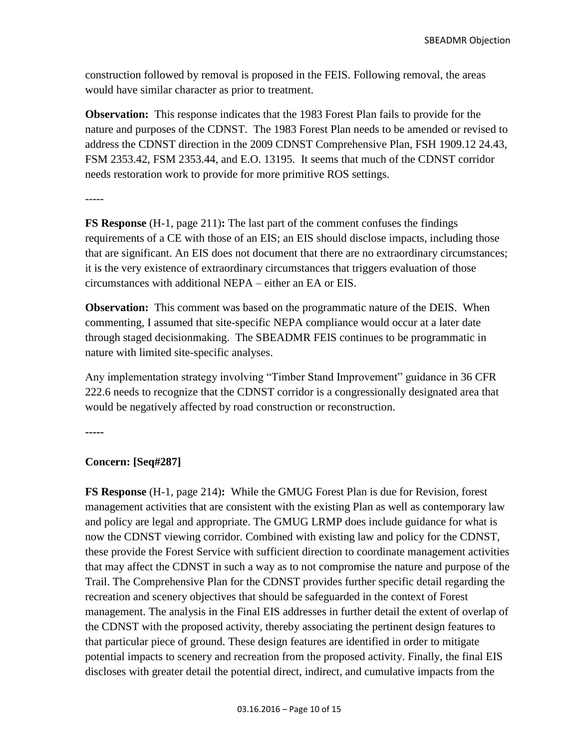construction followed by removal is proposed in the FEIS. Following removal, the areas would have similar character as prior to treatment.

**Observation:** This response indicates that the 1983 Forest Plan fails to provide for the nature and purposes of the CDNST. The 1983 Forest Plan needs to be amended or revised to address the CDNST direction in the 2009 CDNST Comprehensive Plan, FSH 1909.12 24.43, FSM 2353.42, FSM 2353.44, and E.O. 13195. It seems that much of the CDNST corridor needs restoration work to provide for more primitive ROS settings.

-----

**FS Response** (H-1, page 211)**:** The last part of the comment confuses the findings requirements of a CE with those of an EIS; an EIS should disclose impacts, including those that are significant. An EIS does not document that there are no extraordinary circumstances; it is the very existence of extraordinary circumstances that triggers evaluation of those circumstances with additional NEPA – either an EA or EIS.

**Observation:** This comment was based on the programmatic nature of the DEIS. When commenting, I assumed that site-specific NEPA compliance would occur at a later date through staged decisionmaking. The SBEADMR FEIS continues to be programmatic in nature with limited site-specific analyses.

Any implementation strategy involving "Timber Stand Improvement" guidance in 36 CFR 222.6 needs to recognize that the CDNST corridor is a congressionally designated area that would be negatively affected by road construction or reconstruction.

**-----**

**Concern: [Seq#287]**

**FS Response** (H-1, page 214)**:** While the GMUG Forest Plan is due for Revision, forest management activities that are consistent with the existing Plan as well as contemporary law and policy are legal and appropriate. The GMUG LRMP does include guidance for what is now the CDNST viewing corridor. Combined with existing law and policy for the CDNST, these provide the Forest Service with sufficient direction to coordinate management activities that may affect the CDNST in such a way as to not compromise the nature and purpose of the Trail. The Comprehensive Plan for the CDNST provides further specific detail regarding the recreation and scenery objectives that should be safeguarded in the context of Forest management. The analysis in the Final EIS addresses in further detail the extent of overlap of the CDNST with the proposed activity, thereby associating the pertinent design features to that particular piece of ground. These design features are identified in order to mitigate potential impacts to scenery and recreation from the proposed activity. Finally, the final EIS discloses with greater detail the potential direct, indirect, and cumulative impacts from the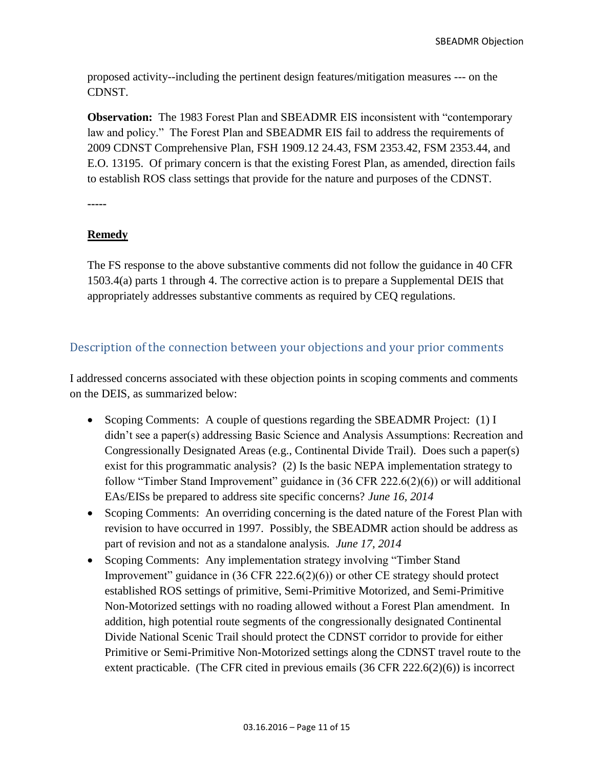proposed activity--including the pertinent design features/mitigation measures --- on the CDNST.

**Observation:** The 1983 Forest Plan and SBEADMR EIS inconsistent with "contemporary law and policy." The Forest Plan and SBEADMR EIS fail to address the requirements of 2009 CDNST Comprehensive Plan, FSH 1909.12 24.43, FSM 2353.42, FSM 2353.44, and E.O. 13195. Of primary concern is that the existing Forest Plan, as amended, direction fails to establish ROS class settings that provide for the nature and purposes of the CDNST.

-----

**Remedy**

The FS response to the above substantive comments did not follow the guidance in 40 CFR 1503.4(a) parts 1 through 4. The corrective action is to prepare a Supplemental DEIS that appropriately addresses substantive comments as required by CEQ regulations.

## Description of the connection between your objections and your prior comments

I addressed concerns associated with these objection points in scoping comments and comments on the DEIS, as summarized below:

- Scoping Comments: A couple of questions regarding the SBEADMR Project: (1) I didn't see a paper(s) addressing Basic Science and Analysis Assumptions: Recreation and Congressionally Designated Areas (e.g., Continental Divide Trail). Does such a paper(s) exist for this programmatic analysis? (2) Is the basic NEPA implementation strategy to follow "Timber Stand Improvement" guidance in (36 CFR 222.6(2)(6)) or will additional EAs/EISs be prepared to address site specific concerns? *June 16, 2014*
- Scoping Comments: An overriding concerning is the dated nature of the Forest Plan with revision to have occurred in 1997. Possibly, the SBEADMR action should be address as part of revision and not as a standalone analysis. *June 17, 2014*
- Scoping Comments: Any implementation strategy involving "Timber Stand Improvement" guidance in (36 CFR 222.6(2)(6)) or other CE strategy should protect established ROS settings of primitive, Semi-Primitive Motorized, and Semi-Primitive Non-Motorized settings with no roading allowed without a Forest Plan amendment. In addition, high potential route segments of the congressionally designated Continental Divide National Scenic Trail should protect the CDNST corridor to provide for either Primitive or Semi-Primitive Non-Motorized settings along the CDNST travel route to the extent practicable. (The CFR cited in previous emails (36 CFR 222.6(2)(6)) is incorrect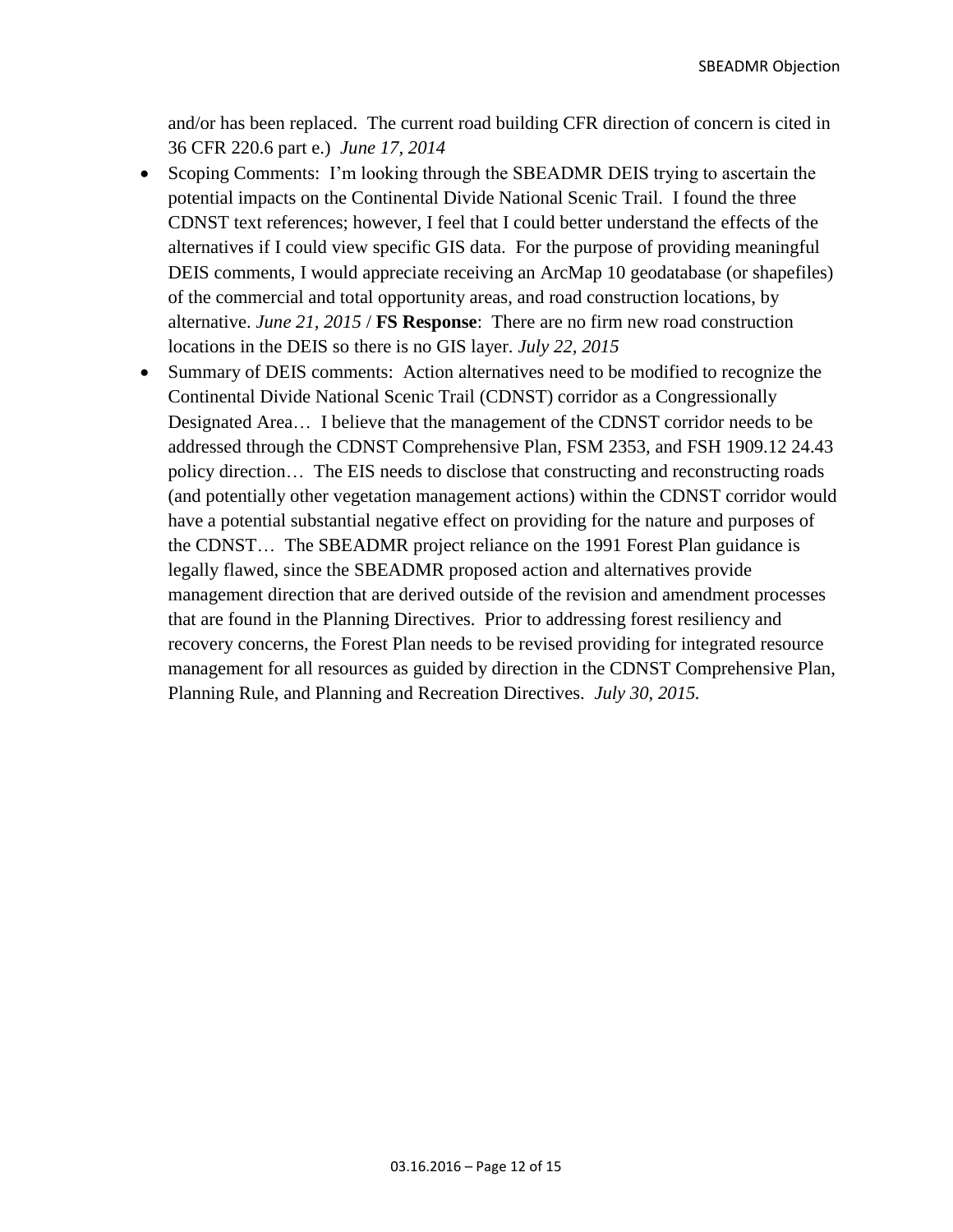and/or has been replaced. The current road building CFR direction of concern is cited in 36 CFR 220.6 part e.) *June 17, 2014*

- Scoping Comments: I'm looking through the SBEADMR DEIS trying to ascertain the potential impacts on the Continental Divide National Scenic Trail. I found the three CDNST text references; however, I feel that I could better understand the effects of the alternatives if I could view specific GIS data. For the purpose of providing meaningful DEIS comments, I would appreciate receiving an ArcMap 10 geodatabase (or shapefiles) of the commercial and total opportunity areas, and road construction locations, by alternative. *June 21, 2015* / **FS Response**: There are no firm new road construction locations in the DEIS so there is no GIS layer. *July 22, 2015*
- Summary of DEIS comments: Action alternatives need to be modified to recognize the Continental Divide National Scenic Trail (CDNST) corridor as a Congressionally Designated Area… I believe that the management of the CDNST corridor needs to be addressed through the CDNST Comprehensive Plan, FSM 2353, and FSH 1909.12 24.43 policy direction… The EIS needs to disclose that constructing and reconstructing roads (and potentially other vegetation management actions) within the CDNST corridor would have a potential substantial negative effect on providing for the nature and purposes of the CDNST… The SBEADMR project reliance on the 1991 Forest Plan guidance is legally flawed, since the SBEADMR proposed action and alternatives provide management direction that are derived outside of the revision and amendment processes that are found in the Planning Directives. Prior to addressing forest resiliency and recovery concerns, the Forest Plan needs to be revised providing for integrated resource management for all resources as guided by direction in the CDNST Comprehensive Plan, Planning Rule, and Planning and Recreation Directives. *July 30, 2015.*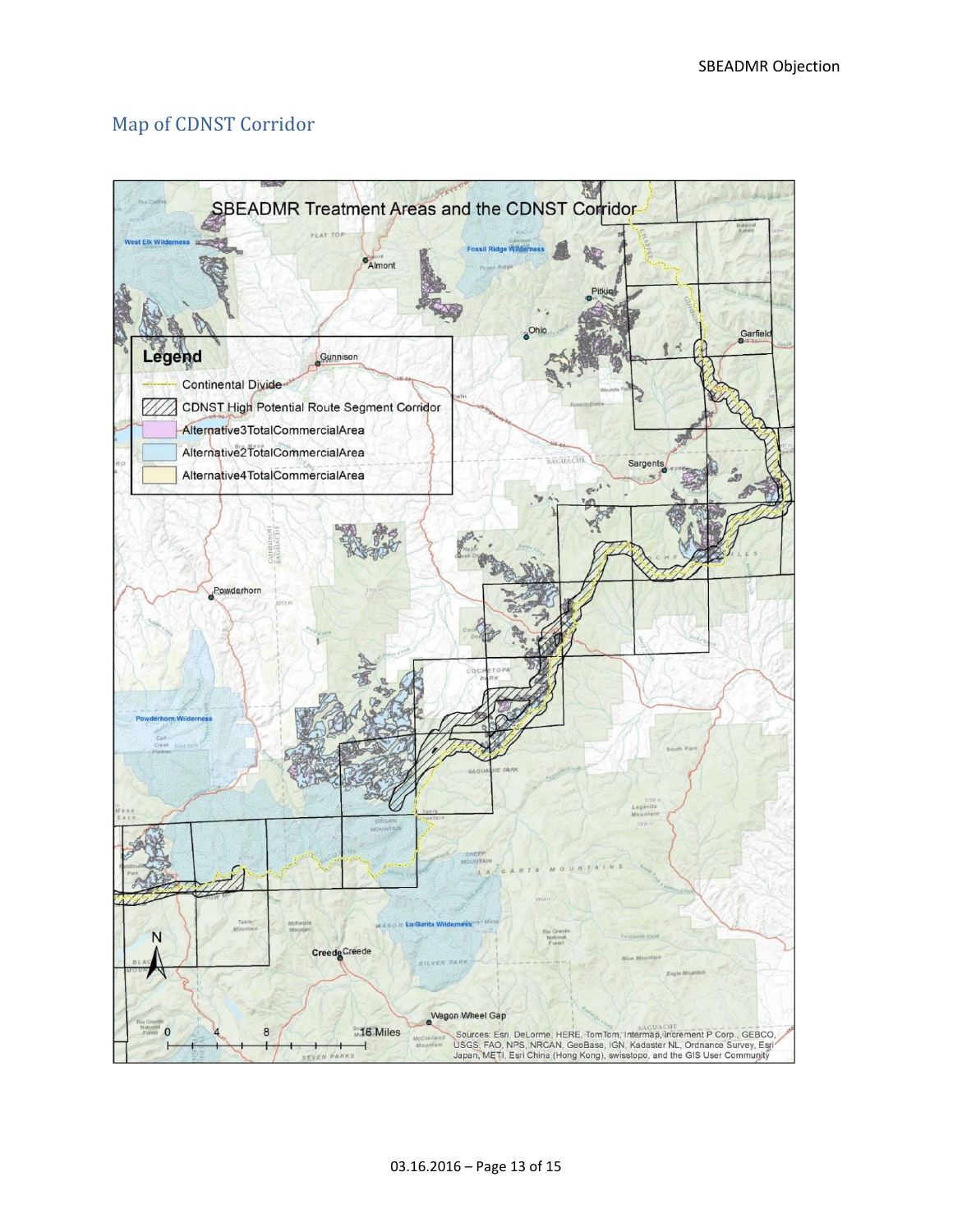## Map of CDNST Corridor

SBEADMR Treatment Areas and the CDNST Corridor

**Legend**

- Continental Divide
- CDNST High Potential Route Segment Corridor
- Alternative3TotalCommercialArea
- Alternative2TotalCommercialArea
- Alternative4TotalCommercialArea

0 4 8 16 Miles

Sources: Esri, DeLorme, HERE, TomTom, Intermap, increment P Corp., GEBCO, USGS, FAO, NPS, NRCAN, GeoBase, IGN, Kadaster NL, Ordnance Survey, Esri Japan, METI, Esri China (Hong Kong), swisstopo, and the GIS User Community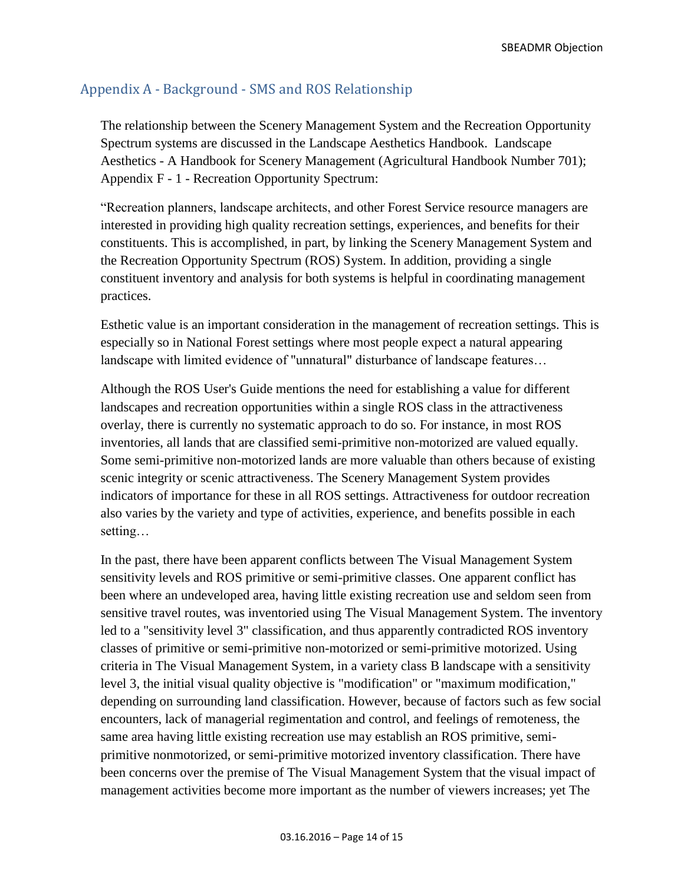## Appendix A - Background - SMS and ROS Relationship

The relationship between the Scenery Management System and the Recreation Opportunity Spectrum systems are discussed in the Landscape Aesthetics Handbook. Landscape Aesthetics - A Handbook for Scenery Management (Agricultural Handbook Number 701); Appendix F - 1 - Recreation Opportunity Spectrum:

"Recreation planners, landscape architects, and other Forest Service resource managers are interested in providing high quality recreation settings, experiences, and benefits for their constituents. This is accomplished, in part, by linking the Scenery Management System and the Recreation Opportunity Spectrum (ROS) System. In addition, providing a single constituent inventory and analysis for both systems is helpful in coordinating management practices.

Esthetic value is an important consideration in the management of recreation settings. This is especially so in National Forest settings where most people expect a natural appearing landscape with limited evidence of "unnatural" disturbance of landscape features…

Although the ROS User's Guide mentions the need for establishing a value for different landscapes and recreation opportunities within a single ROS class in the attractiveness overlay, there is currently no systematic approach to do so. For instance, in most ROS inventories, all lands that are classified semi-primitive non-motorized are valued equally. Some semi-primitive non-motorized lands are more valuable than others because of existing scenic integrity or scenic attractiveness. The Scenery Management System provides indicators of importance for these in all ROS settings. Attractiveness for outdoor recreation also varies by the variety and type of activities, experience, and benefits possible in each setting…

In the past, there have been apparent conflicts between The Visual Management System sensitivity levels and ROS primitive or semi-primitive classes. One apparent conflict has been where an undeveloped area, having little existing recreation use and seldom seen from sensitive travel routes, was inventoried using The Visual Management System. The inventory led to a "sensitivity level 3" classification, and thus apparently contradicted ROS inventory classes of primitive or semi-primitive non-motorized or semi-primitive motorized. Using criteria in The Visual Management System, in a variety class B landscape with a sensitivity level 3, the initial visual quality objective is "modification" or "maximum modification," depending on surrounding land classification. However, because of factors such as few social encounters, lack of managerial regimentation and control, and feelings of remoteness, the same area having little existing recreation use may establish an ROS primitive, semi-primitive nonmotorized, or semi-primitive motorized inventory classification. There have been concerns over the premise of The Visual Management System that the visual impact of management activities become more important as the number of viewers increases; yet The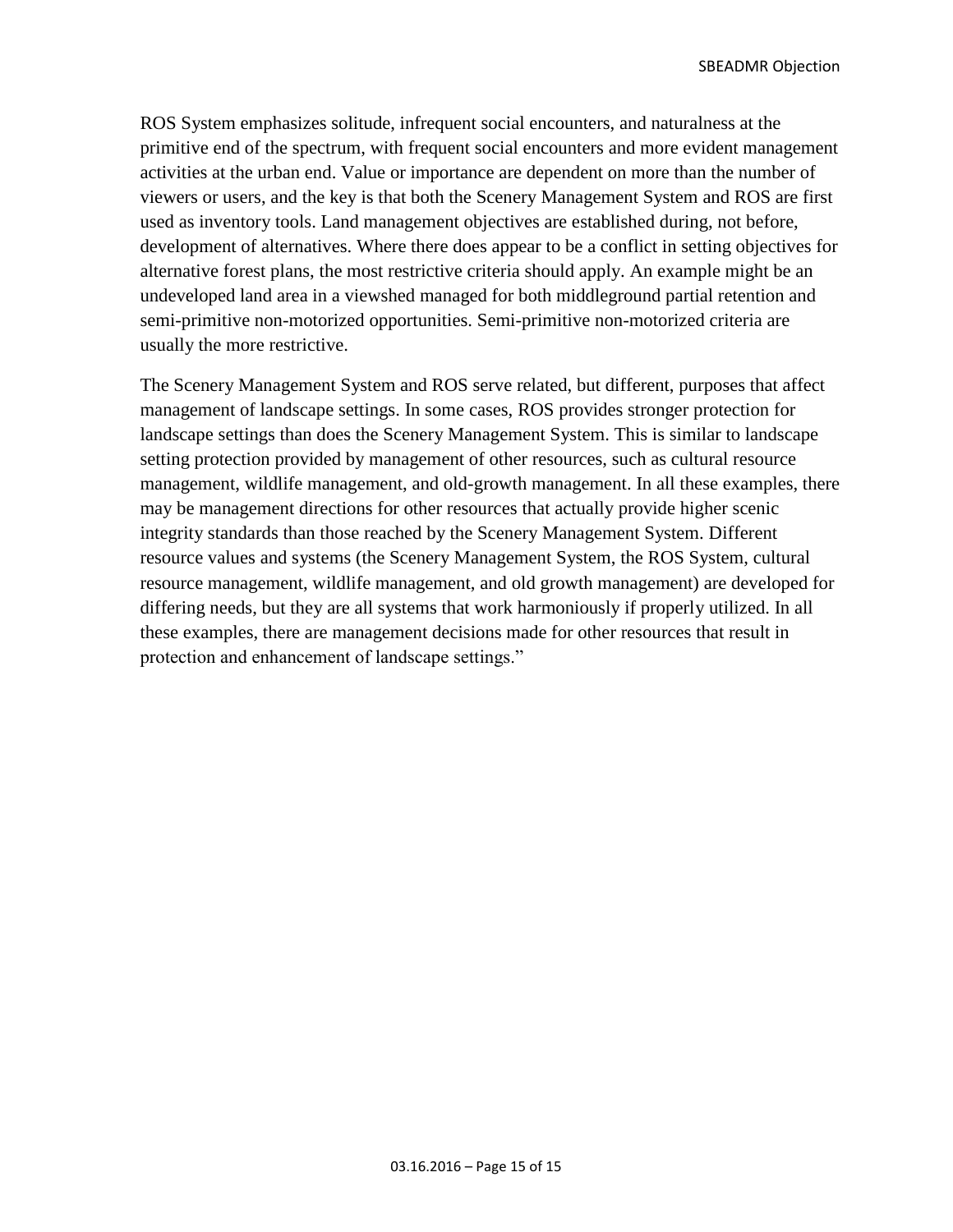ROS System emphasizes solitude, infrequent social encounters, and naturalness at the primitive end of the spectrum, with frequent social encounters and more evident management activities at the urban end. Value or importance are dependent on more than the number of viewers or users, and the key is that both the Scenery Management System and ROS are first used as inventory tools. Land management objectives are established during, not before, development of alternatives. Where there does appear to be a conflict in setting objectives for alternative forest plans, the most restrictive criteria should apply. An example might be an undeveloped land area in a viewshed managed for both middleground partial retention and semi-primitive non-motorized opportunities. Semi-primitive non-motorized criteria are usually the more restrictive.

The Scenery Management System and ROS serve related, but different, purposes that affect management of landscape settings. In some cases, ROS provides stronger protection for landscape settings than does the Scenery Management System. This is similar to landscape setting protection provided by management of other resources, such as cultural resource management, wildlife management, and old-growth management. In all these examples, there may be management directions for other resources that actually provide higher scenic integrity standards than those reached by the Scenery Management System. Different resource values and systems (the Scenery Management System, the ROS System, cultural resource management, wildlife management, and old growth management) are developed for differing needs, but they are all systems that work harmoniously if properly utilized. In all these examples, there are management decisions made for other resources that result in protection and enhancement of landscape settings."